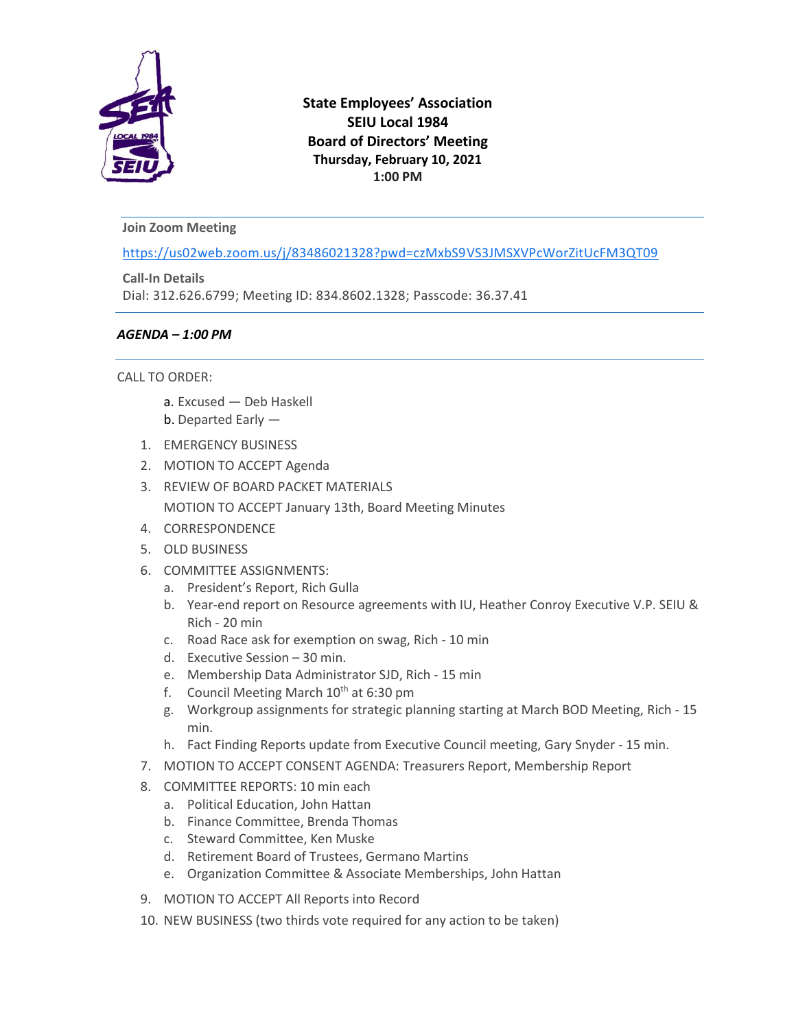# State Employees' Association
## SEIU Local 1984
## Board of Directors' Meeting
**Thursday, February 10, 2021**
**1:00 PM**

---

**Join Zoom Meeting**

https://us02web.zoom.us/j/83486021328?pwd=czMxbS9VS3JMSXVPcWorZitUcFM3QT09

**Call-In Details**
Dial: 312.626.6799; Meeting ID: 834.8602.1328; Passcode: 36.37.41

---

***AGENDA – 1:00 PM***

---

CALL TO ORDER:

a. Excused — Deb Haskell
b. Departed Early —

1. EMERGENCY BUSINESS
2. MOTION TO ACCEPT Agenda
3. REVIEW OF BOARD PACKET MATERIALS
   MOTION TO ACCEPT January 13th, Board Meeting Minutes
4. CORRESPONDENCE
5. OLD BUSINESS
6. COMMITTEE ASSIGNMENTS:
   a. President's Report, Rich Gulla
   b. Year-end report on Resource agreements with IU, Heather Conroy Executive V.P. SEIU & Rich - 20 min
   c. Road Race ask for exemption on swag, Rich - 10 min
   d. Executive Session – 30 min.
   e. Membership Data Administrator SJD, Rich - 15 min
   f. Council Meeting March 10th at 6:30 pm
   g. Workgroup assignments for strategic planning starting at March BOD Meeting, Rich - 15 min.
   h. Fact Finding Reports update from Executive Council meeting, Gary Snyder - 15 min.
7. MOTION TO ACCEPT CONSENT AGENDA: Treasurers Report, Membership Report
8. COMMITTEE REPORTS: 10 min each
   a. Political Education, John Hattan
   b. Finance Committee, Brenda Thomas
   c. Steward Committee, Ken Muske
   d. Retirement Board of Trustees, Germano Martins
   e. Organization Committee & Associate Memberships, John Hattan
9. MOTION TO ACCEPT All Reports into Record
10. NEW BUSINESS (two thirds vote required for any action to be taken)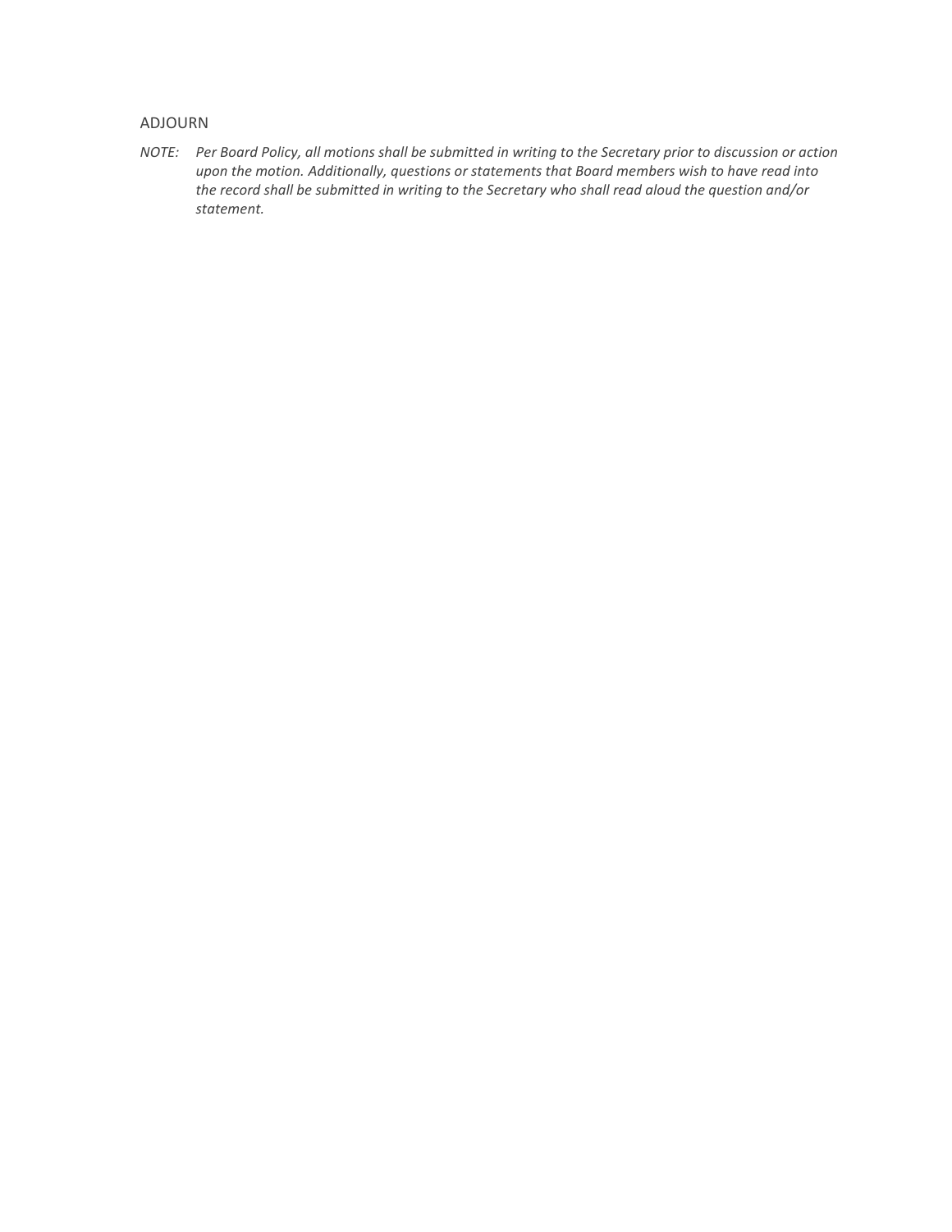ADJOURN

*NOTE: Per Board Policy, all motions shall be submitted in writing to the Secretary prior to discussion or action upon the motion. Additionally, questions or statements that Board members wish to have read into the record shall be submitted in writing to the Secretary who shall read aloud the question and/or statement.*